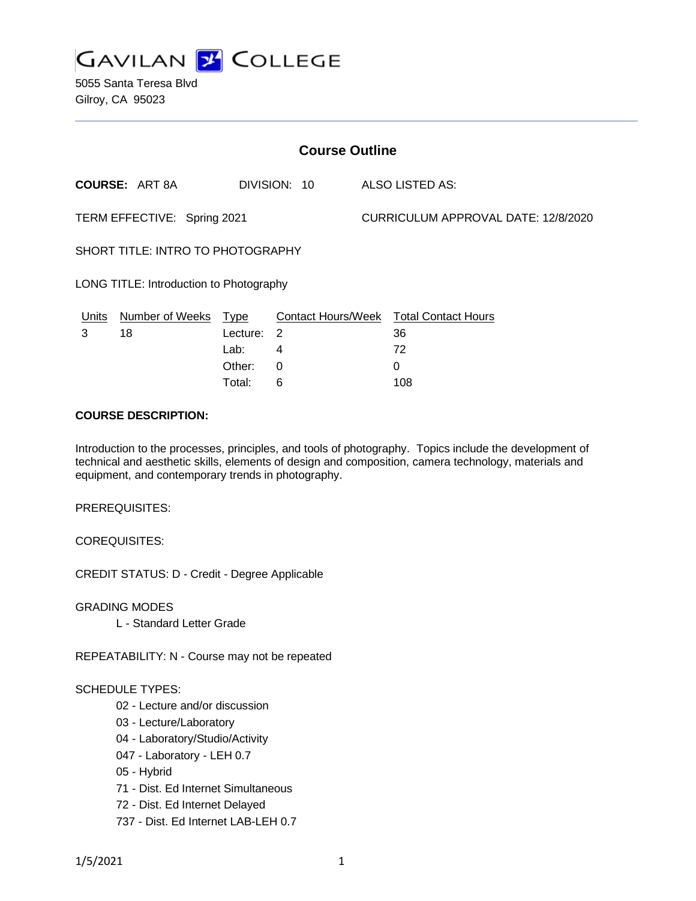# GAVILAN COLLEGE

5055 Santa Teresa Blvd
Gilroy, CA 95023

## Course Outline

**COURSE:** ART 8A DIVISION: 10 ALSO LISTED AS:

TERM EFFECTIVE: Spring 2021 CURRICULUM APPROVAL DATE: 12/8/2020

SHORT TITLE: INTRO TO PHOTOGRAPHY

LONG TITLE: Introduction to Photography

| Units | Number of Weeks | Type | Contact Hours/Week | Total Contact Hours |
|---|---|---|---|---|
| 3 | 18 | Lecture: | 2 | 36 |
| | | Lab: | 4 | 72 |
| | | Other: | 0 | 0 |
| | | Total: | 6 | 108 |

**COURSE DESCRIPTION:**

Introduction to the processes, principles, and tools of photography. Topics include the development of technical and aesthetic skills, elements of design and composition, camera technology, materials and equipment, and contemporary trends in photography.

PREREQUISITES:

COREQUISITES:

CREDIT STATUS: D - Credit - Degree Applicable

GRADING MODES

- L - Standard Letter Grade

REPEATABILITY: N - Course may not be repeated

SCHEDULE TYPES:

- 02 - Lecture and/or discussion
- 03 - Lecture/Laboratory
- 04 - Laboratory/Studio/Activity
- 047 - Laboratory - LEH 0.7
- 05 - Hybrid
- 71 - Dist. Ed Internet Simultaneous
- 72 - Dist. Ed Internet Delayed
- 737 - Dist. Ed Internet LAB-LEH 0.7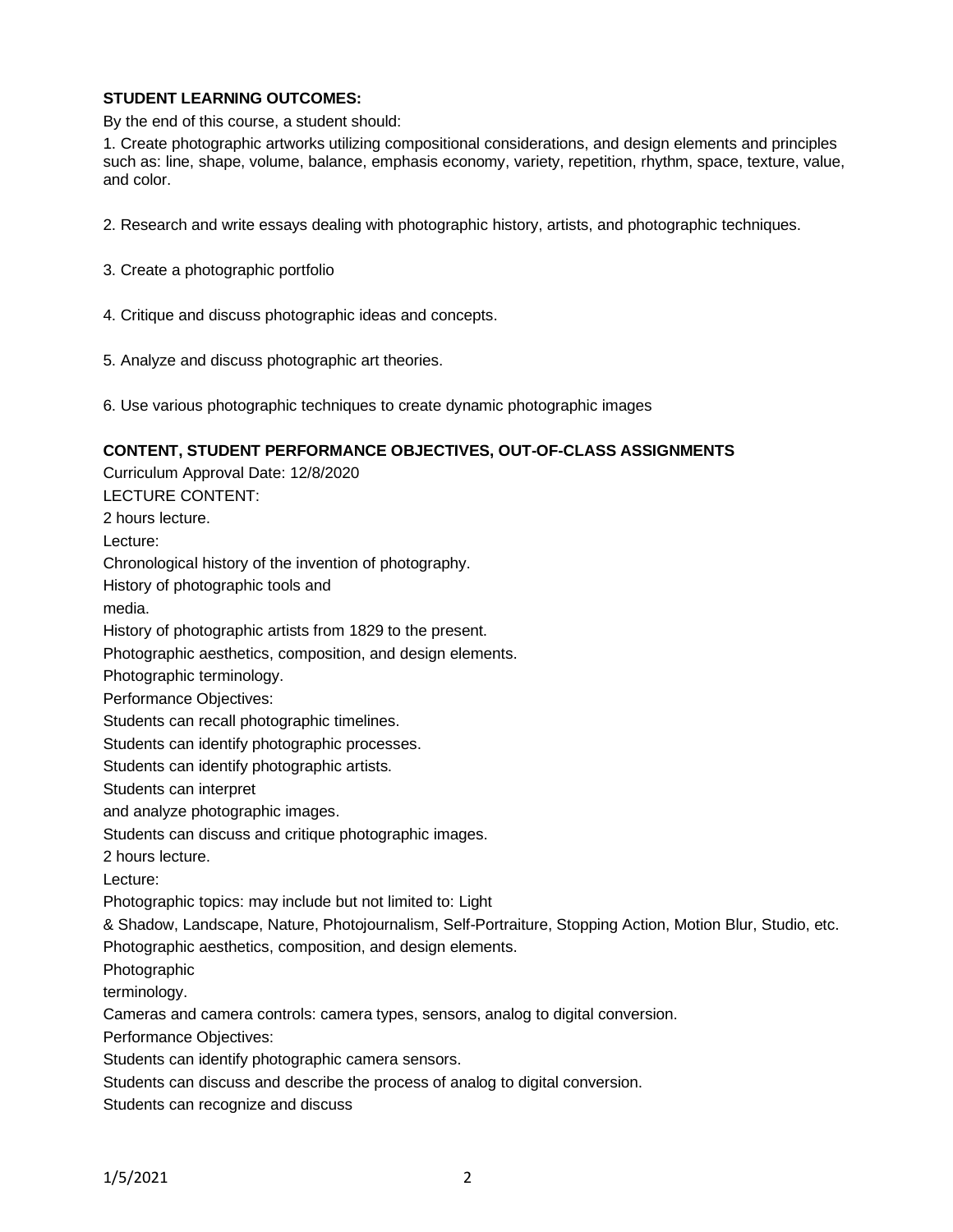**STUDENT LEARNING OUTCOMES:**

By the end of this course, a student should:

1. Create photographic artworks utilizing compositional considerations, and design elements and principles such as: line, shape, volume, balance, emphasis economy, variety, repetition, rhythm, space, texture, value, and color.

2. Research and write essays dealing with photographic history, artists, and photographic techniques.

3. Create a photographic portfolio

4. Critique and discuss photographic ideas and concepts.

5. Analyze and discuss photographic art theories.

6. Use various photographic techniques to create dynamic photographic images

**CONTENT, STUDENT PERFORMANCE OBJECTIVES, OUT-OF-CLASS ASSIGNMENTS**

Curriculum Approval Date: 12/8/2020

LECTURE CONTENT:

2 hours lecture.

Lecture:

Chronological history of the invention of photography.

History of photographic tools and media.

History of photographic artists from 1829 to the present.

Photographic aesthetics, composition, and design elements.

Photographic terminology.

Performance Objectives:

Students can recall photographic timelines.

Students can identify photographic processes.

Students can identify photographic artists.

Students can interpret and analyze photographic images.

Students can discuss and critique photographic images.

2 hours lecture.

Lecture:

Photographic topics: may include but not limited to: Light & Shadow, Landscape, Nature, Photojournalism, Self-Portraiture, Stopping Action, Motion Blur, Studio, etc.

Photographic aesthetics, composition, and design elements.

Photographic terminology.

Cameras and camera controls: camera types, sensors, analog to digital conversion.

Performance Objectives:

Students can identify photographic camera sensors.

Students can discuss and describe the process of analog to digital conversion.

Students can recognize and discuss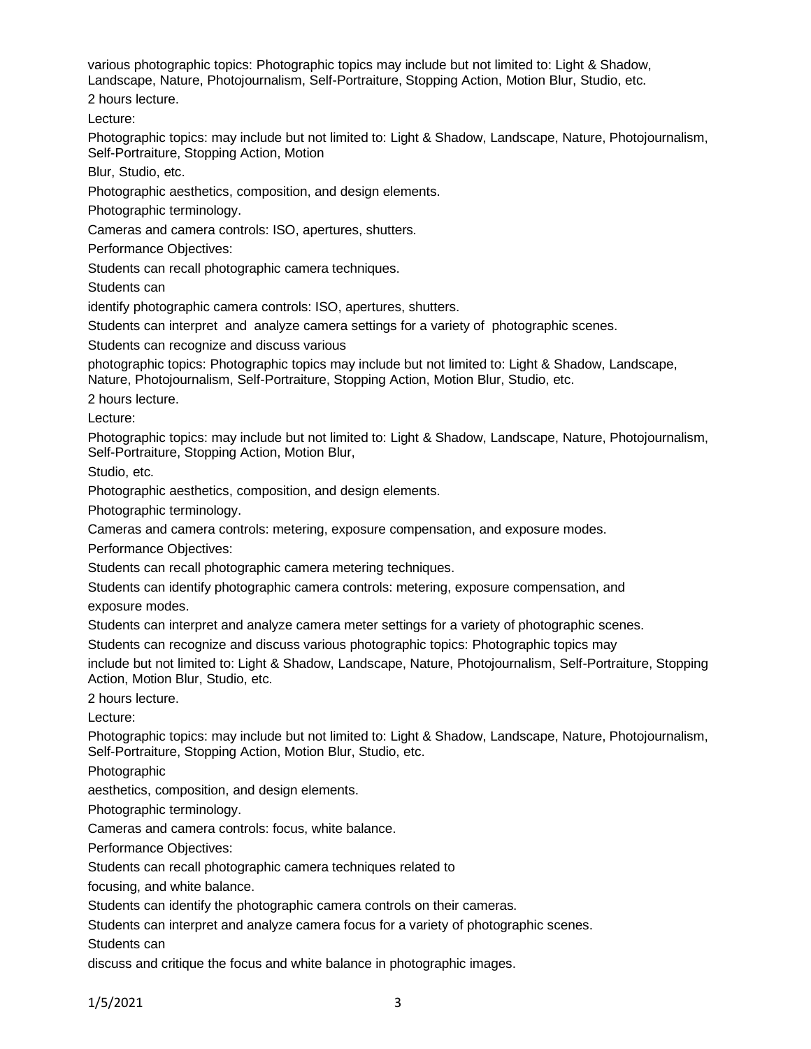various photographic topics: Photographic topics may include but not limited to: Light & Shadow, Landscape, Nature, Photojournalism, Self-Portraiture, Stopping Action, Motion Blur, Studio, etc.

2 hours lecture.

Lecture:

Photographic topics: may include but not limited to: Light & Shadow, Landscape, Nature, Photojournalism, Self-Portraiture, Stopping Action, Motion Blur, Studio, etc.

Photographic aesthetics, composition, and design elements.

Photographic terminology.

Cameras and camera controls: ISO, apertures, shutters.

Performance Objectives:

Students can recall photographic camera techniques.

Students can identify photographic camera controls: ISO, apertures, shutters.

Students can interpret and analyze camera settings for a variety of photographic scenes.

Students can recognize and discuss various photographic topics: Photographic topics may include but not limited to: Light & Shadow, Landscape, Nature, Photojournalism, Self-Portraiture, Stopping Action, Motion Blur, Studio, etc.

2 hours lecture.

Lecture:

Photographic topics: may include but not limited to: Light & Shadow, Landscape, Nature, Photojournalism, Self-Portraiture, Stopping Action, Motion Blur, Studio, etc.

Photographic aesthetics, composition, and design elements.

Photographic terminology.

Cameras and camera controls: metering, exposure compensation, and exposure modes.

Performance Objectives:

Students can recall photographic camera metering techniques.

Students can identify photographic camera controls: metering, exposure compensation, and exposure modes.

Students can interpret and analyze camera meter settings for a variety of photographic scenes.

Students can recognize and discuss various photographic topics: Photographic topics may include but not limited to: Light & Shadow, Landscape, Nature, Photojournalism, Self-Portraiture, Stopping Action, Motion Blur, Studio, etc.

2 hours lecture.

Lecture:

Photographic topics: may include but not limited to: Light & Shadow, Landscape, Nature, Photojournalism, Self-Portraiture, Stopping Action, Motion Blur, Studio, etc.

Photographic aesthetics, composition, and design elements.

Photographic terminology.

Cameras and camera controls: focus, white balance.

Performance Objectives:

Students can recall photographic camera techniques related to focusing, and white balance.

Students can identify the photographic camera controls on their cameras.

Students can interpret and analyze camera focus for a variety of photographic scenes.

Students can discuss and critique the focus and white balance in photographic images.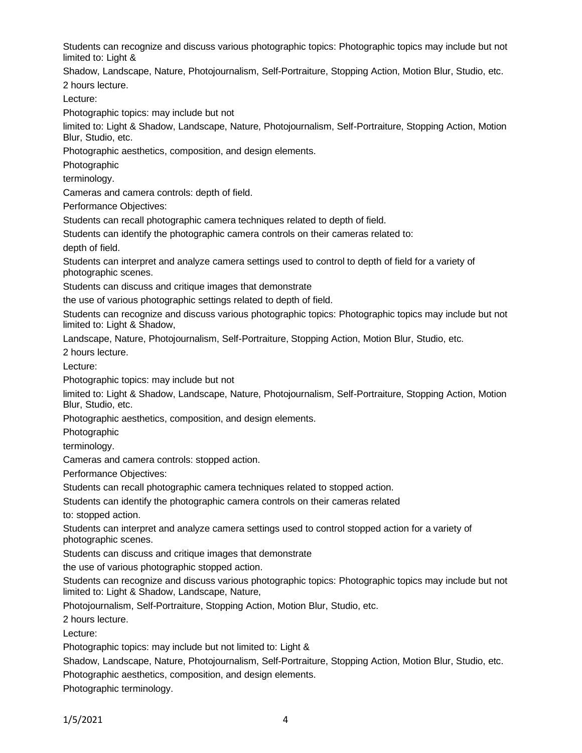Students can recognize and discuss various photographic topics: Photographic topics may include but not limited to: Light & Shadow, Landscape, Nature, Photojournalism, Self-Portraiture, Stopping Action, Motion Blur, Studio, etc.

2 hours lecture.

Lecture:

Photographic topics: may include but not limited to: Light & Shadow, Landscape, Nature, Photojournalism, Self-Portraiture, Stopping Action, Motion Blur, Studio, etc.

Photographic aesthetics, composition, and design elements.

Photographic terminology.

Cameras and camera controls: depth of field.

Performance Objectives:

Students can recall photographic camera techniques related to depth of field.

Students can identify the photographic camera controls on their cameras related to: depth of field.

Students can interpret and analyze camera settings used to control to depth of field for a variety of photographic scenes.

Students can discuss and critique images that demonstrate the use of various photographic settings related to depth of field.

Students can recognize and discuss various photographic topics: Photographic topics may include but not limited to: Light & Shadow, Landscape, Nature, Photojournalism, Self-Portraiture, Stopping Action, Motion Blur, Studio, etc.

2 hours lecture.

Lecture:

Photographic topics: may include but not limited to: Light & Shadow, Landscape, Nature, Photojournalism, Self-Portraiture, Stopping Action, Motion Blur, Studio, etc.

Photographic aesthetics, composition, and design elements.

Photographic terminology.

Cameras and camera controls: stopped action.

Performance Objectives:

Students can recall photographic camera techniques related to stopped action.

Students can identify the photographic camera controls on their cameras related to: stopped action.

Students can interpret and analyze camera settings used to control stopped action for a variety of photographic scenes.

Students can discuss and critique images that demonstrate the use of various photographic stopped action.

Students can recognize and discuss various photographic topics: Photographic topics may include but not limited to: Light & Shadow, Landscape, Nature, Photojournalism, Self-Portraiture, Stopping Action, Motion Blur, Studio, etc.

2 hours lecture.

Lecture:

Photographic topics: may include but not limited to: Light & Shadow, Landscape, Nature, Photojournalism, Self-Portraiture, Stopping Action, Motion Blur, Studio, etc.

Photographic aesthetics, composition, and design elements.

Photographic terminology.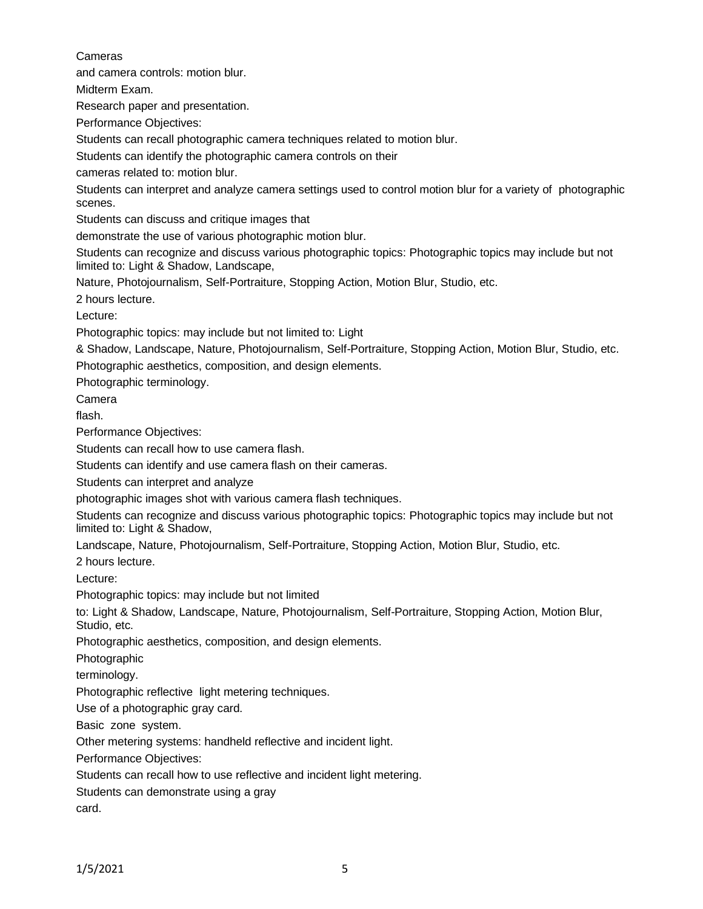Cameras and camera controls: motion blur.

Midterm Exam.

Research paper and presentation.

Performance Objectives:

Students can recall photographic camera techniques related to motion blur.

Students can identify the photographic camera controls on their cameras related to: motion blur.

Students can interpret and analyze camera settings used to control motion blur for a variety of photographic scenes.

Students can discuss and critique images that demonstrate the use of various photographic motion blur.

Students can recognize and discuss various photographic topics: Photographic topics may include but not limited to: Light & Shadow, Landscape, Nature, Photojournalism, Self-Portraiture, Stopping Action, Motion Blur, Studio, etc.

2 hours lecture.

Lecture:

Photographic topics: may include but not limited to: Light & Shadow, Landscape, Nature, Photojournalism, Self-Portraiture, Stopping Action, Motion Blur, Studio, etc.

Photographic aesthetics, composition, and design elements.

Photographic terminology.

Camera flash.

Performance Objectives:

Students can recall how to use camera flash.

Students can identify and use camera flash on their cameras.

Students can interpret and analyze photographic images shot with various camera flash techniques.

Students can recognize and discuss various photographic topics: Photographic topics may include but not limited to: Light & Shadow, Landscape, Nature, Photojournalism, Self-Portraiture, Stopping Action, Motion Blur, Studio, etc.

2 hours lecture.

Lecture:

Photographic topics: may include but not limited to: Light & Shadow, Landscape, Nature, Photojournalism, Self-Portraiture, Stopping Action, Motion Blur, Studio, etc.

Photographic aesthetics, composition, and design elements.

Photographic terminology.

Photographic reflective light metering techniques.

Use of a photographic gray card.

Basic zone system.

Other metering systems: handheld reflective and incident light.

Performance Objectives:

Students can recall how to use reflective and incident light metering.

Students can demonstrate using a gray card.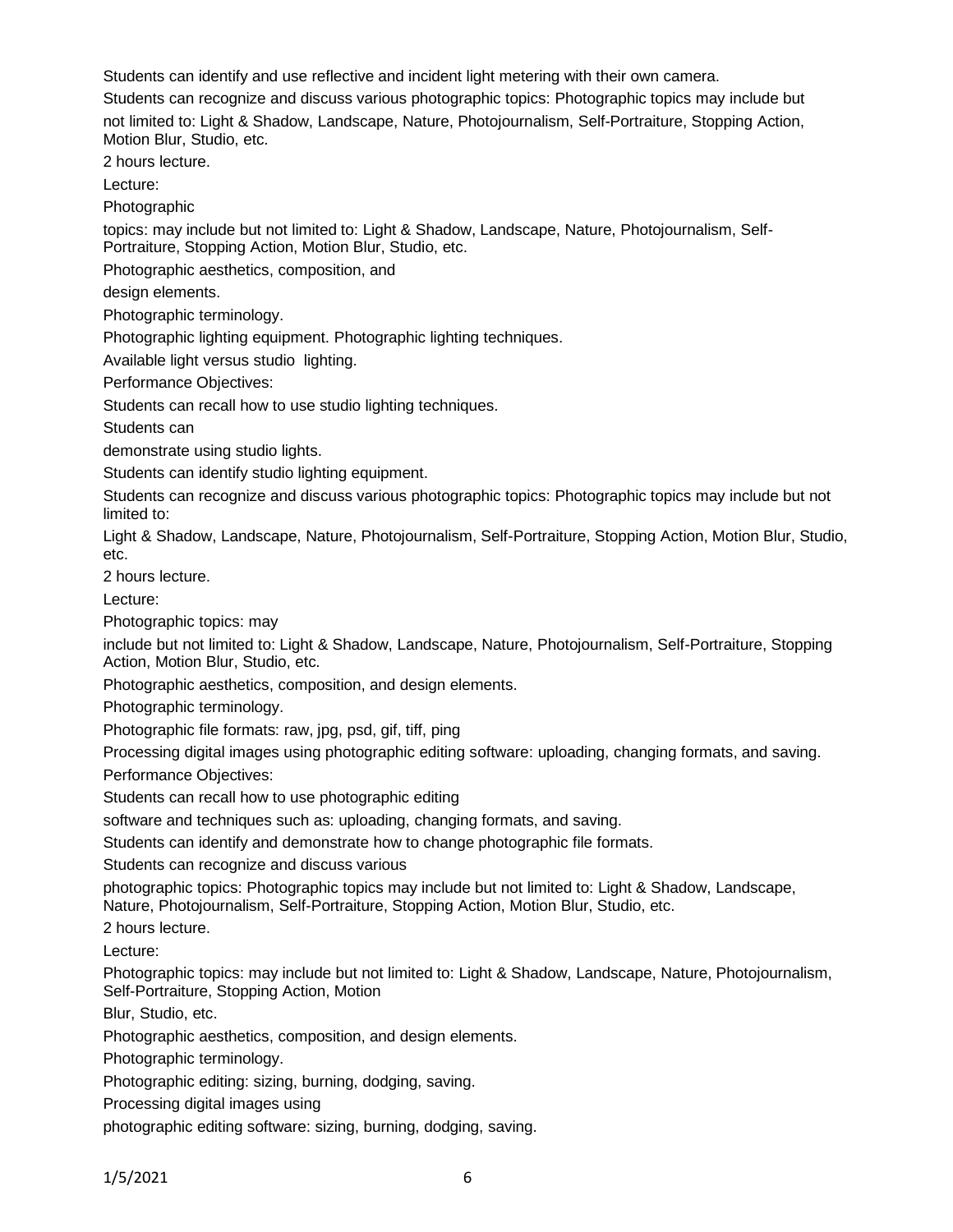Students can identify and use reflective and incident light metering with their own camera.

Students can recognize and discuss various photographic topics: Photographic topics may include but not limited to: Light & Shadow, Landscape, Nature, Photojournalism, Self-Portraiture, Stopping Action, Motion Blur, Studio, etc.

2 hours lecture.

Lecture:

Photographic topics: may include but not limited to: Light & Shadow, Landscape, Nature, Photojournalism, Self-Portraiture, Stopping Action, Motion Blur, Studio, etc.

Photographic aesthetics, composition, and design elements.

Photographic terminology.

Photographic lighting equipment. Photographic lighting techniques.

Available light versus studio lighting.

Performance Objectives:

Students can recall how to use studio lighting techniques.

Students can demonstrate using studio lights.

Students can identify studio lighting equipment.

Students can recognize and discuss various photographic topics: Photographic topics may include but not limited to:

Light & Shadow, Landscape, Nature, Photojournalism, Self-Portraiture, Stopping Action, Motion Blur, Studio, etc.

2 hours lecture.

Lecture:

Photographic topics: may include but not limited to: Light & Shadow, Landscape, Nature, Photojournalism, Self-Portraiture, Stopping Action, Motion Blur, Studio, etc.

Photographic aesthetics, composition, and design elements.

Photographic terminology.

Photographic file formats: raw, jpg, psd, gif, tiff, ping

Processing digital images using photographic editing software: uploading, changing formats, and saving.

Performance Objectives:

Students can recall how to use photographic editing software and techniques such as: uploading, changing formats, and saving.

Students can identify and demonstrate how to change photographic file formats.

Students can recognize and discuss various photographic topics: Photographic topics may include but not limited to: Light & Shadow, Landscape, Nature, Photojournalism, Self-Portraiture, Stopping Action, Motion Blur, Studio, etc.

2 hours lecture.

Lecture:

Photographic topics: may include but not limited to: Light & Shadow, Landscape, Nature, Photojournalism, Self-Portraiture, Stopping Action, Motion Blur, Studio, etc.

Photographic aesthetics, composition, and design elements.

Photographic terminology.

Photographic editing: sizing, burning, dodging, saving.

Processing digital images using photographic editing software: sizing, burning, dodging, saving.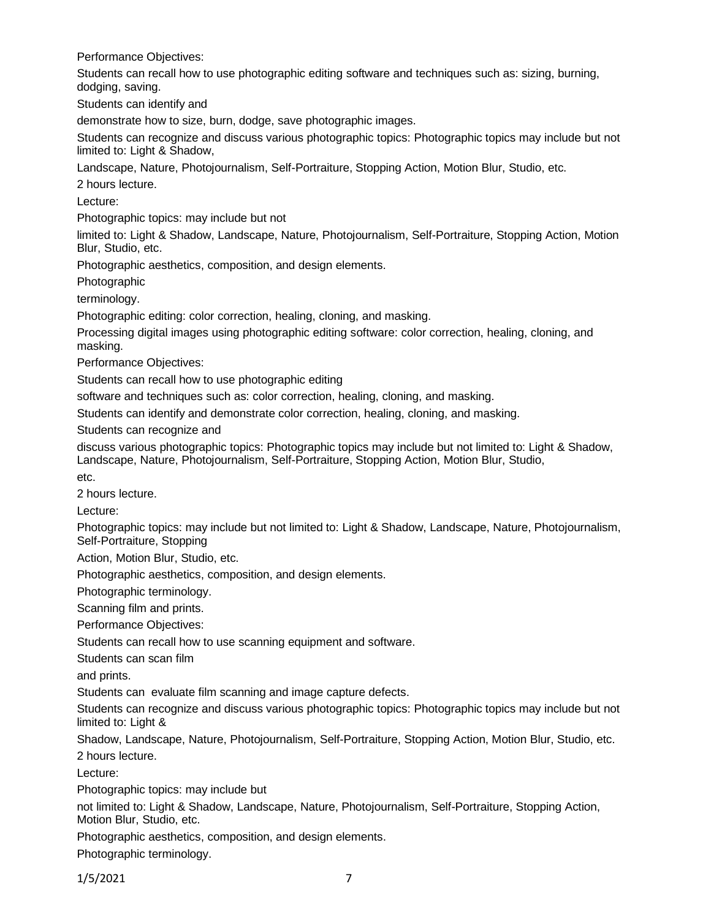Performance Objectives:

Students can recall how to use photographic editing software and techniques such as: sizing, burning, dodging, saving.

Students can identify and

demonstrate how to size, burn, dodge, save photographic images.

Students can recognize and discuss various photographic topics: Photographic topics may include but not limited to: Light & Shadow,

Landscape, Nature, Photojournalism, Self-Portraiture, Stopping Action, Motion Blur, Studio, etc.

2 hours lecture.

Lecture:

Photographic topics: may include but not

limited to: Light & Shadow, Landscape, Nature, Photojournalism, Self-Portraiture, Stopping Action, Motion Blur, Studio, etc.

Photographic aesthetics, composition, and design elements.

Photographic

terminology.

Photographic editing: color correction, healing, cloning, and masking.

Processing digital images using photographic editing software: color correction, healing, cloning, and masking.

Performance Objectives:

Students can recall how to use photographic editing

software and techniques such as: color correction, healing, cloning, and masking.

Students can identify and demonstrate color correction, healing, cloning, and masking.

Students can recognize and

discuss various photographic topics: Photographic topics may include but not limited to: Light & Shadow, Landscape, Nature, Photojournalism, Self-Portraiture, Stopping Action, Motion Blur, Studio,

etc.

2 hours lecture.

Lecture:

Photographic topics: may include but not limited to: Light & Shadow, Landscape, Nature, Photojournalism, Self-Portraiture, Stopping

Action, Motion Blur, Studio, etc.

Photographic aesthetics, composition, and design elements.

Photographic terminology.

Scanning film and prints.

Performance Objectives:

Students can recall how to use scanning equipment and software.

Students can scan film

and prints.

Students can evaluate film scanning and image capture defects.

Students can recognize and discuss various photographic topics: Photographic topics may include but not limited to: Light &

Shadow, Landscape, Nature, Photojournalism, Self-Portraiture, Stopping Action, Motion Blur, Studio, etc.

2 hours lecture.

Lecture:

Photographic topics: may include but

not limited to: Light & Shadow, Landscape, Nature, Photojournalism, Self-Portraiture, Stopping Action, Motion Blur, Studio, etc.

Photographic aesthetics, composition, and design elements.

Photographic terminology.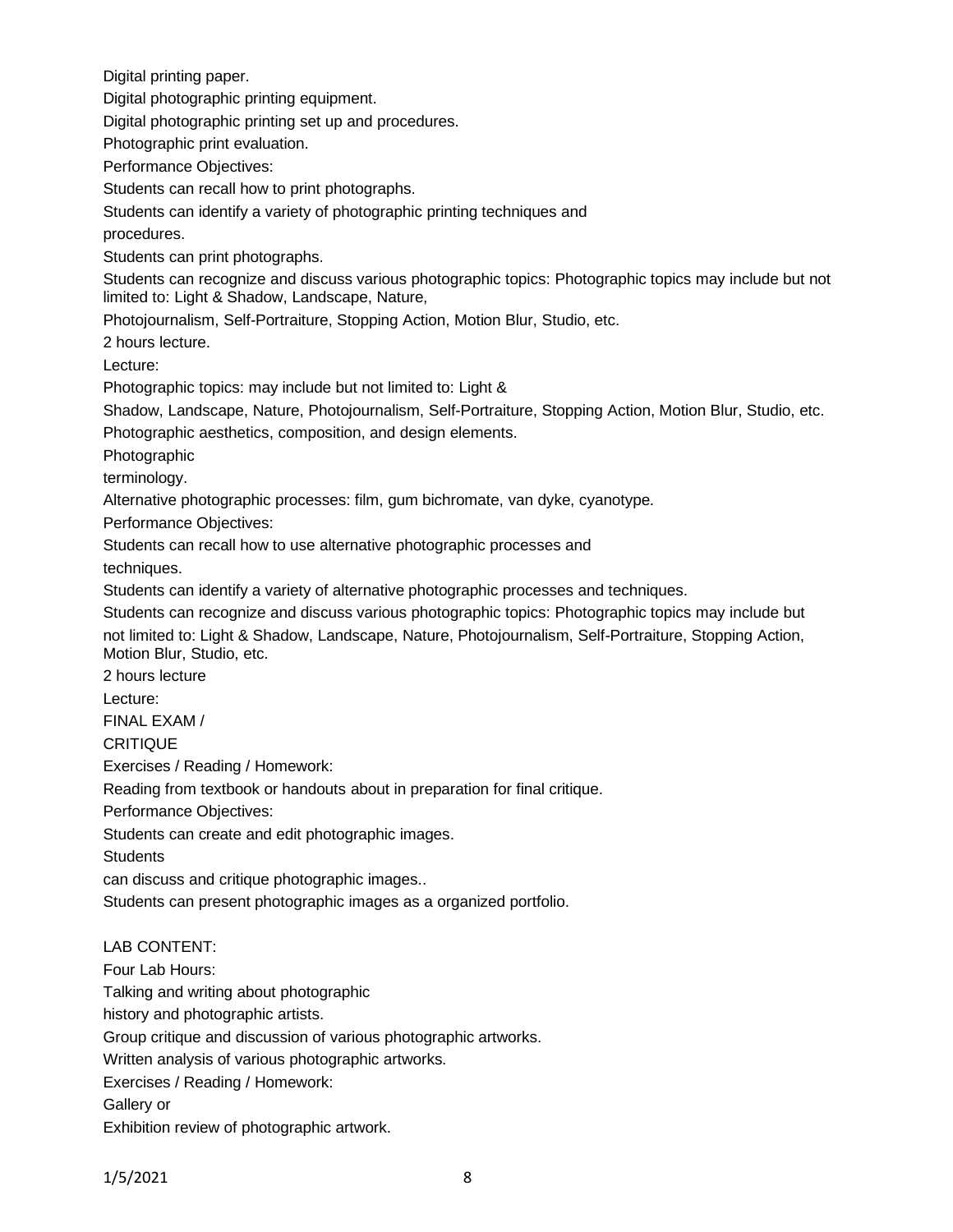Digital printing paper.

Digital photographic printing equipment.

Digital photographic printing set up and procedures.

Photographic print evaluation.

Performance Objectives:

Students can recall how to print photographs.

Students can identify a variety of photographic printing techniques and procedures.

Students can print photographs.

Students can recognize and discuss various photographic topics: Photographic topics may include but not limited to: Light & Shadow, Landscape, Nature, Photojournalism, Self-Portraiture, Stopping Action, Motion Blur, Studio, etc.

2 hours lecture.

Lecture:

Photographic topics: may include but not limited to: Light & Shadow, Landscape, Nature, Photojournalism, Self-Portraiture, Stopping Action, Motion Blur, Studio, etc.

Photographic aesthetics, composition, and design elements.

Photographic terminology.

Alternative photographic processes: film, gum bichromate, van dyke, cyanotype.

Performance Objectives:

Students can recall how to use alternative photographic processes and techniques.

Students can identify a variety of alternative photographic processes and techniques.

Students can recognize and discuss various photographic topics: Photographic topics may include but not limited to: Light & Shadow, Landscape, Nature, Photojournalism, Self-Portraiture, Stopping Action, Motion Blur, Studio, etc.

2 hours lecture

Lecture:

FINAL EXAM / CRITIQUE

Exercises / Reading / Homework:

Reading from textbook or handouts about in preparation for final critique.

Performance Objectives:

Students can create and edit photographic images.

Students can discuss and critique photographic images..

Students can present photographic images as a organized portfolio.

LAB CONTENT:

Four Lab Hours:

Talking and writing about photographic history and photographic artists.

Group critique and discussion of various photographic artworks.

Written analysis of various photographic artworks.

Exercises / Reading / Homework:

Gallery or Exhibition review of photographic artwork.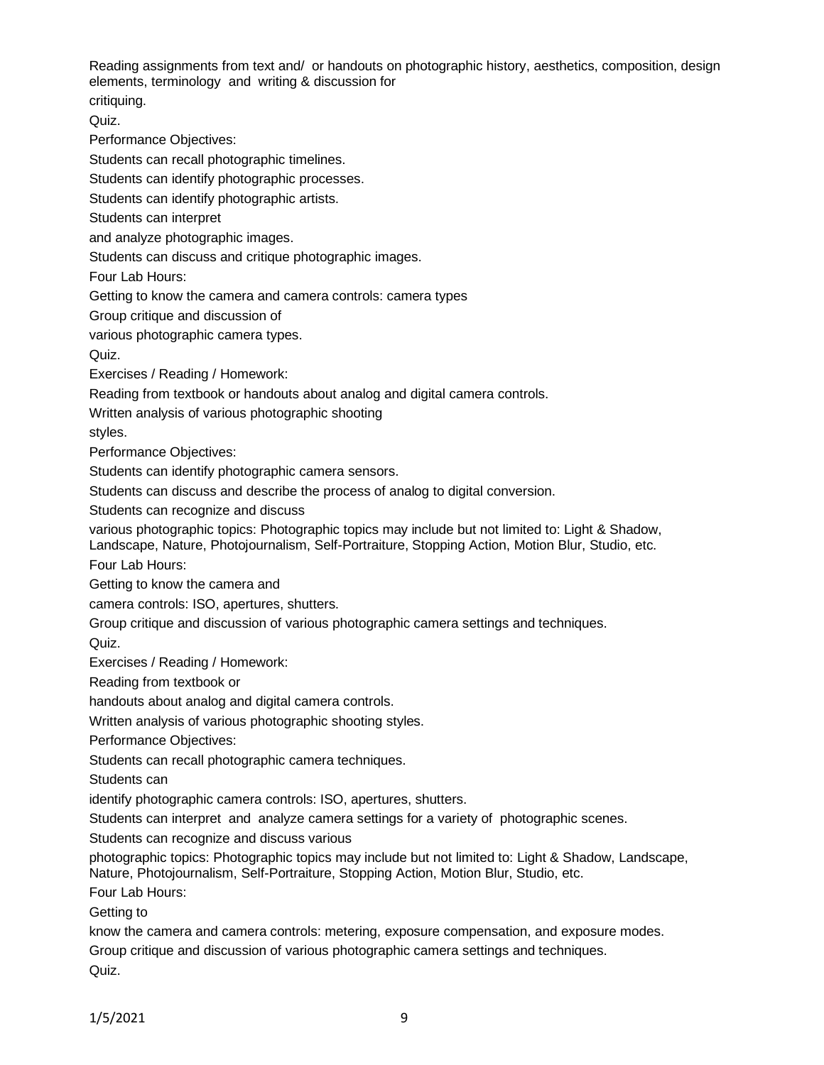Reading assignments from text and/ or handouts on photographic history, aesthetics, composition, design elements, terminology and writing & discussion for critiquing.

Quiz.

Performance Objectives:

Students can recall photographic timelines.

Students can identify photographic processes.

Students can identify photographic artists.

Students can interpret and analyze photographic images.

Students can discuss and critique photographic images.

Four Lab Hours:

Getting to know the camera and camera controls: camera types

Group critique and discussion of various photographic camera types.

Quiz.

Exercises / Reading / Homework:

Reading from textbook or handouts about analog and digital camera controls.

Written analysis of various photographic shooting styles.

Performance Objectives:

Students can identify photographic camera sensors.

Students can discuss and describe the process of analog to digital conversion.

Students can recognize and discuss various photographic topics: Photographic topics may include but not limited to: Light & Shadow, Landscape, Nature, Photojournalism, Self-Portraiture, Stopping Action, Motion Blur, Studio, etc.

Four Lab Hours:

Getting to know the camera and camera controls: ISO, apertures, shutters.

Group critique and discussion of various photographic camera settings and techniques.

Quiz.

Exercises / Reading / Homework:

Reading from textbook or handouts about analog and digital camera controls.

Written analysis of various photographic shooting styles.

Performance Objectives:

Students can recall photographic camera techniques.

Students can identify photographic camera controls: ISO, apertures, shutters.

Students can interpret and analyze camera settings for a variety of photographic scenes.

Students can recognize and discuss various photographic topics: Photographic topics may include but not limited to: Light & Shadow, Landscape, Nature, Photojournalism, Self-Portraiture, Stopping Action, Motion Blur, Studio, etc.

Four Lab Hours:

Getting to know the camera and camera controls: metering, exposure compensation, and exposure modes.

Group critique and discussion of various photographic camera settings and techniques.

Quiz.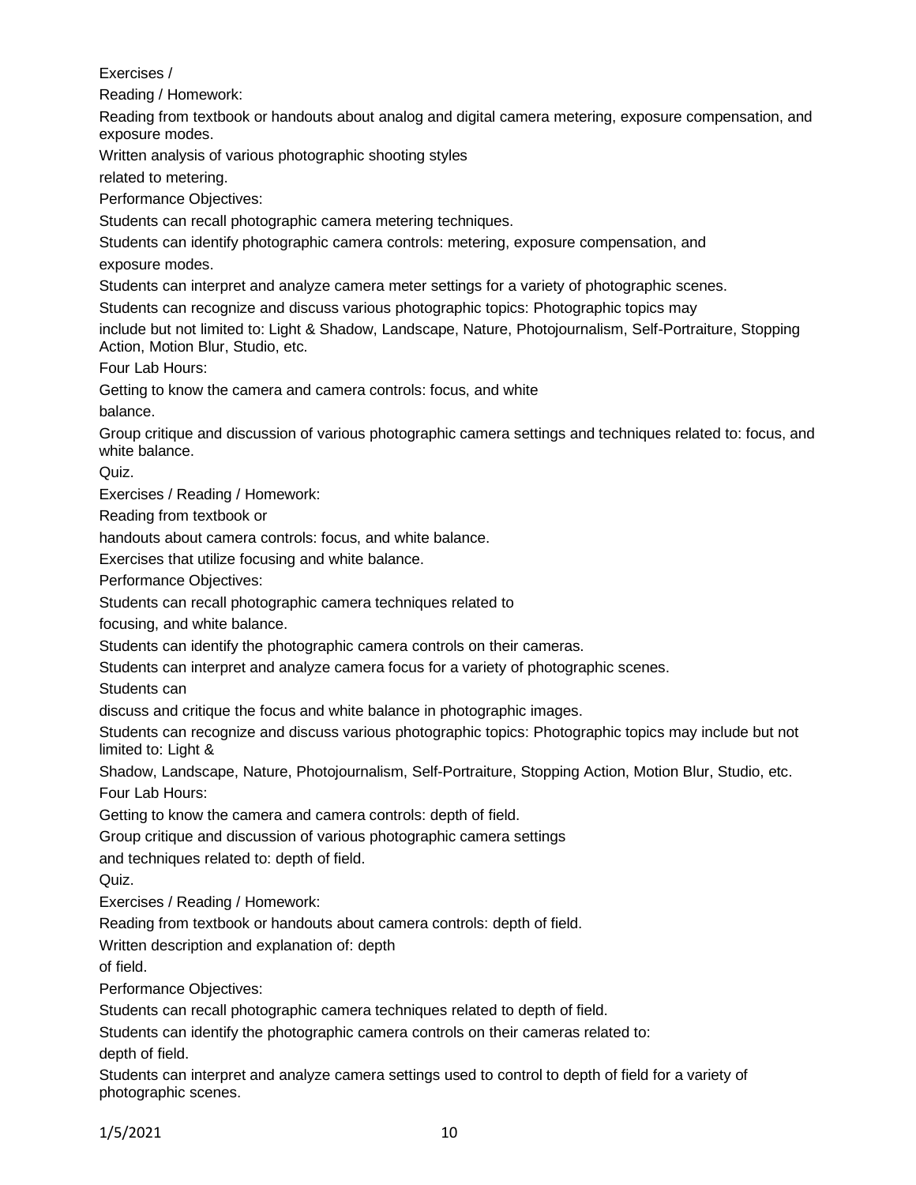Exercises /

Reading / Homework:

Reading from textbook or handouts about analog and digital camera metering, exposure compensation, and exposure modes.

Written analysis of various photographic shooting styles related to metering.

Performance Objectives:

Students can recall photographic camera metering techniques.

Students can identify photographic camera controls: metering, exposure compensation, and exposure modes.

Students can interpret and analyze camera meter settings for a variety of photographic scenes.

Students can recognize and discuss various photographic topics: Photographic topics may include but not limited to: Light & Shadow, Landscape, Nature, Photojournalism, Self-Portraiture, Stopping Action, Motion Blur, Studio, etc.

Four Lab Hours:

Getting to know the camera and camera controls: focus, and white balance.

Group critique and discussion of various photographic camera settings and techniques related to: focus, and white balance.

Quiz.

Exercises / Reading / Homework:

Reading from textbook or handouts about camera controls: focus, and white balance.

Exercises that utilize focusing and white balance.

Performance Objectives:

Students can recall photographic camera techniques related to focusing, and white balance.

Students can identify the photographic camera controls on their cameras.

Students can interpret and analyze camera focus for a variety of photographic scenes.

Students can discuss and critique the focus and white balance in photographic images.

Students can recognize and discuss various photographic topics: Photographic topics may include but not limited to: Light & Shadow, Landscape, Nature, Photojournalism, Self-Portraiture, Stopping Action, Motion Blur, Studio, etc.

Four Lab Hours:

Getting to know the camera and camera controls: depth of field.

Group critique and discussion of various photographic camera settings and techniques related to: depth of field.

Quiz.

Exercises / Reading / Homework:

Reading from textbook or handouts about camera controls: depth of field.

Written description and explanation of: depth of field.

Performance Objectives:

Students can recall photographic camera techniques related to depth of field.

Students can identify the photographic camera controls on their cameras related to: depth of field.

Students can interpret and analyze camera settings used to control to depth of field for a variety of photographic scenes.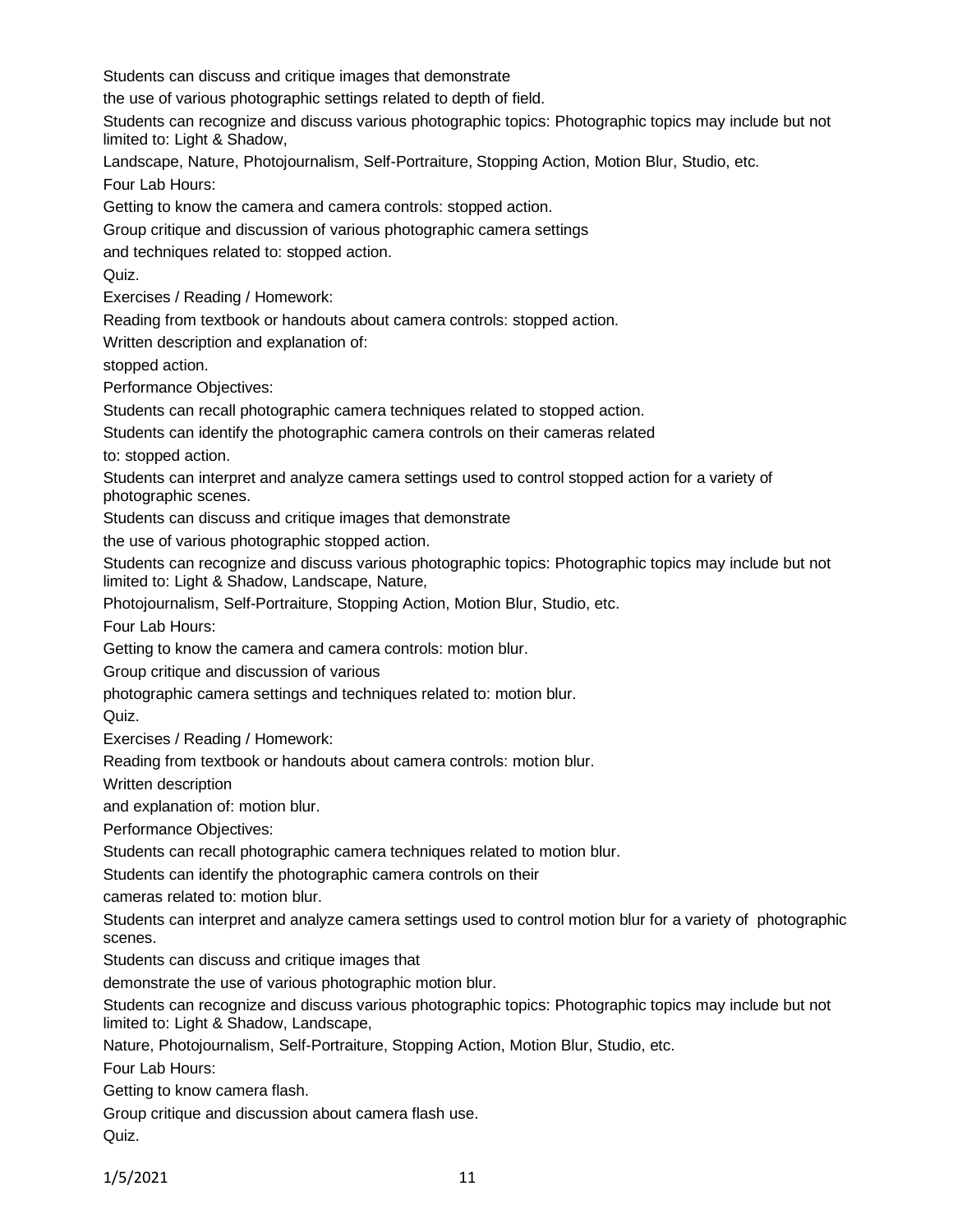Students can discuss and critique images that demonstrate

the use of various photographic settings related to depth of field.

Students can recognize and discuss various photographic topics: Photographic topics may include but not limited to: Light & Shadow,

Landscape, Nature, Photojournalism, Self-Portraiture, Stopping Action, Motion Blur, Studio, etc.

Four Lab Hours:

Getting to know the camera and camera controls: stopped action.

Group critique and discussion of various photographic camera settings

and techniques related to: stopped action.

Quiz.

Exercises / Reading / Homework:

Reading from textbook or handouts about camera controls: stopped action.

Written description and explanation of:

stopped action.

Performance Objectives:

Students can recall photographic camera techniques related to stopped action.

Students can identify the photographic camera controls on their cameras related

to: stopped action.

Students can interpret and analyze camera settings used to control stopped action for a variety of photographic scenes.

Students can discuss and critique images that demonstrate

the use of various photographic stopped action.

Students can recognize and discuss various photographic topics: Photographic topics may include but not limited to: Light & Shadow, Landscape, Nature,

Photojournalism, Self-Portraiture, Stopping Action, Motion Blur, Studio, etc.

Four Lab Hours:

Getting to know the camera and camera controls: motion blur.

Group critique and discussion of various

photographic camera settings and techniques related to: motion blur.

Quiz.

Exercises / Reading / Homework:

Reading from textbook or handouts about camera controls: motion blur.

Written description

and explanation of: motion blur.

Performance Objectives:

Students can recall photographic camera techniques related to motion blur.

Students can identify the photographic camera controls on their

cameras related to: motion blur.

Students can interpret and analyze camera settings used to control motion blur for a variety of photographic scenes.

Students can discuss and critique images that

demonstrate the use of various photographic motion blur.

Students can recognize and discuss various photographic topics: Photographic topics may include but not limited to: Light & Shadow, Landscape,

Nature, Photojournalism, Self-Portraiture, Stopping Action, Motion Blur, Studio, etc.

Four Lab Hours:

Getting to know camera flash.

Group critique and discussion about camera flash use.

Quiz.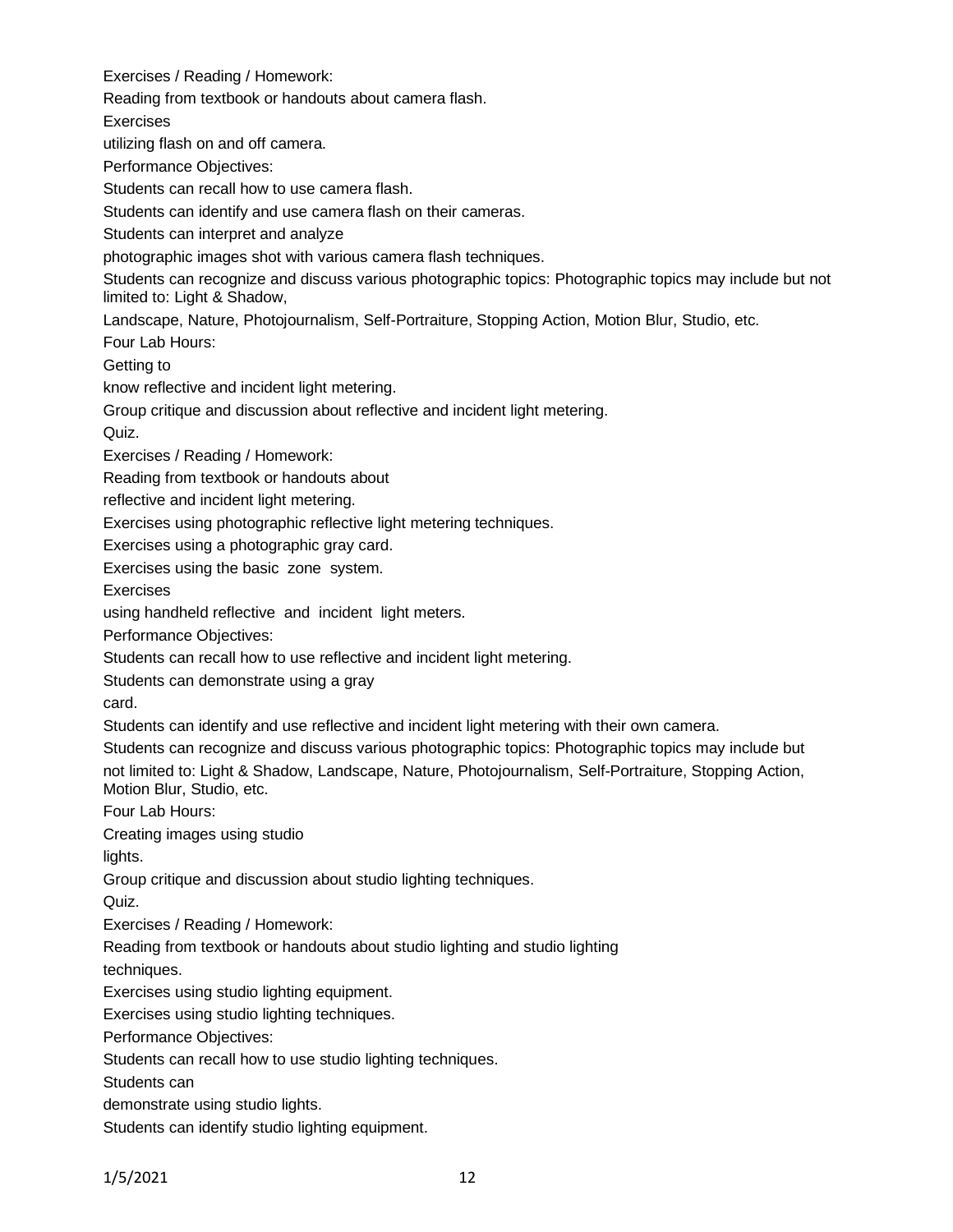Exercises / Reading / Homework:

Reading from textbook or handouts about camera flash.

Exercises utilizing flash on and off camera.

Performance Objectives:

Students can recall how to use camera flash.

Students can identify and use camera flash on their cameras.

Students can interpret and analyze photographic images shot with various camera flash techniques.

Students can recognize and discuss various photographic topics: Photographic topics may include but not limited to: Light & Shadow, Landscape, Nature, Photojournalism, Self-Portraiture, Stopping Action, Motion Blur, Studio, etc.

Four Lab Hours:

Getting to know reflective and incident light metering.

Group critique and discussion about reflective and incident light metering.

Quiz.

Exercises / Reading / Homework:

Reading from textbook or handouts about reflective and incident light metering.

Exercises using photographic reflective light metering techniques.

Exercises using a photographic gray card.

Exercises using the basic zone system.

Exercises using handheld reflective and incident light meters.

Performance Objectives:

Students can recall how to use reflective and incident light metering.

Students can demonstrate using a gray card.

Students can identify and use reflective and incident light metering with their own camera.

Students can recognize and discuss various photographic topics: Photographic topics may include but not limited to: Light & Shadow, Landscape, Nature, Photojournalism, Self-Portraiture, Stopping Action, Motion Blur, Studio, etc.

Four Lab Hours:

Creating images using studio lights.

Group critique and discussion about studio lighting techniques.

Quiz.

Exercises / Reading / Homework:

Reading from textbook or handouts about studio lighting and studio lighting techniques.

Exercises using studio lighting equipment.

Exercises using studio lighting techniques.

Performance Objectives:

Students can recall how to use studio lighting techniques.

Students can demonstrate using studio lights.

Students can identify studio lighting equipment.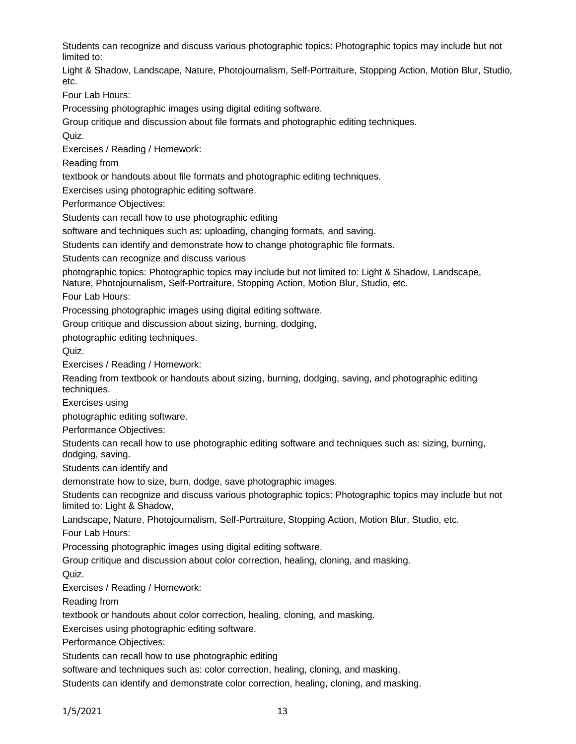Students can recognize and discuss various photographic topics: Photographic topics may include but not limited to:

Light & Shadow, Landscape, Nature, Photojournalism, Self-Portraiture, Stopping Action, Motion Blur, Studio, etc.

Four Lab Hours:

Processing photographic images using digital editing software.

Group critique and discussion about file formats and photographic editing techniques.

Quiz.

Exercises / Reading / Homework:

Reading from textbook or handouts about file formats and photographic editing techniques.

Exercises using photographic editing software.

Performance Objectives:

Students can recall how to use photographic editing software and techniques such as: uploading, changing formats, and saving.

Students can identify and demonstrate how to change photographic file formats.

Students can recognize and discuss various photographic topics: Photographic topics may include but not limited to: Light & Shadow, Landscape, Nature, Photojournalism, Self-Portraiture, Stopping Action, Motion Blur, Studio, etc.

Four Lab Hours:

Processing photographic images using digital editing software.

Group critique and discussion about sizing, burning, dodging, photographic editing techniques.

Quiz.

Exercises / Reading / Homework:

Reading from textbook or handouts about sizing, burning, dodging, saving, and photographic editing techniques.

Exercises using photographic editing software.

Performance Objectives:

Students can recall how to use photographic editing software and techniques such as: sizing, burning, dodging, saving.

Students can identify and demonstrate how to size, burn, dodge, save photographic images.

Students can recognize and discuss various photographic topics: Photographic topics may include but not limited to: Light & Shadow, Landscape, Nature, Photojournalism, Self-Portraiture, Stopping Action, Motion Blur, Studio, etc.

Four Lab Hours:

Processing photographic images using digital editing software.

Group critique and discussion about color correction, healing, cloning, and masking.

Quiz.

Exercises / Reading / Homework:

Reading from textbook or handouts about color correction, healing, cloning, and masking.

Exercises using photographic editing software.

Performance Objectives:

Students can recall how to use photographic editing software and techniques such as: color correction, healing, cloning, and masking.

Students can identify and demonstrate color correction, healing, cloning, and masking.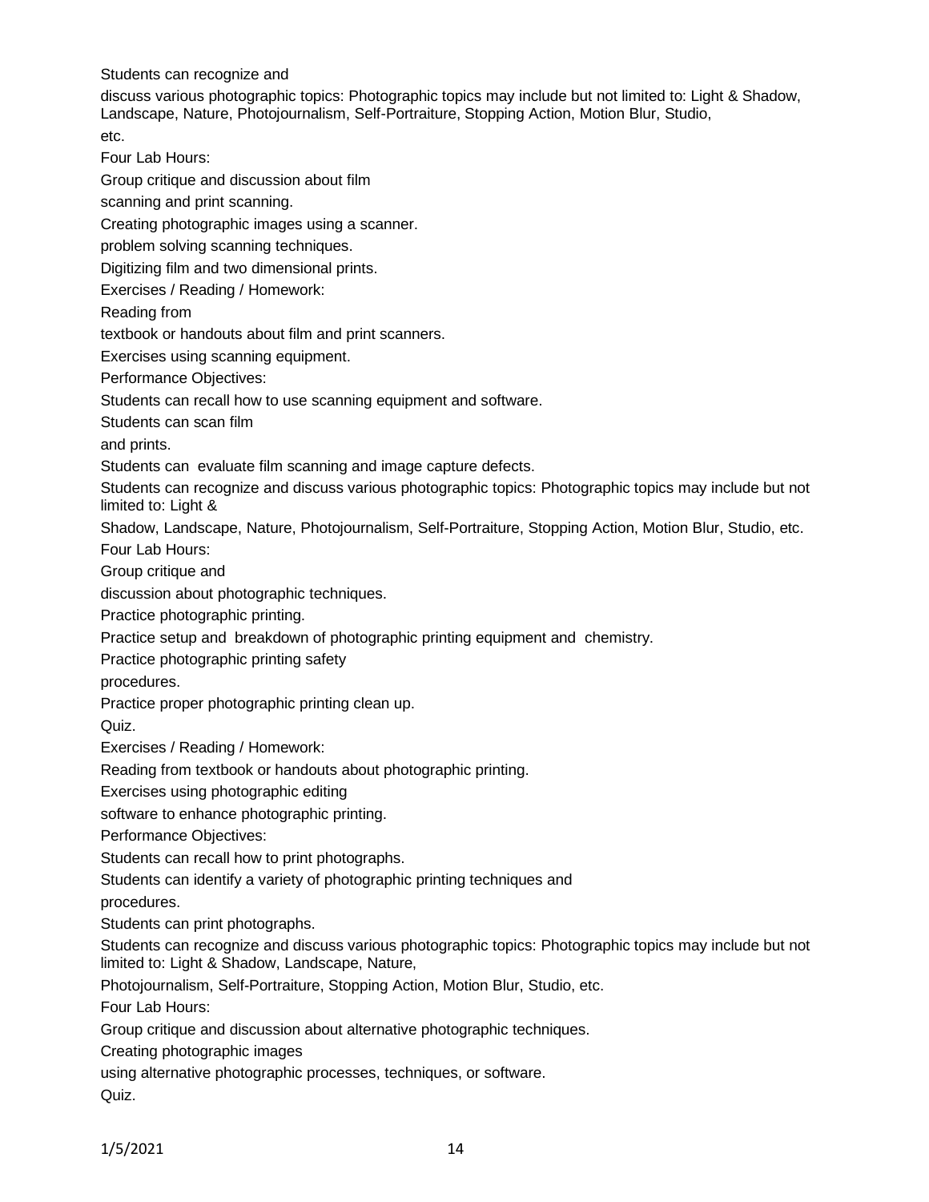Students can recognize and discuss various photographic topics: Photographic topics may include but not limited to: Light & Shadow, Landscape, Nature, Photojournalism, Self-Portraiture, Stopping Action, Motion Blur, Studio, etc.

Four Lab Hours:

Group critique and discussion about film scanning and print scanning.

Creating photographic images using a scanner.

problem solving scanning techniques.

Digitizing film and two dimensional prints.

Exercises / Reading / Homework:

Reading from textbook or handouts about film and print scanners.

Exercises using scanning equipment.

Performance Objectives:

Students can recall how to use scanning equipment and software.

Students can scan film and prints.

Students can evaluate film scanning and image capture defects.

Students can recognize and discuss various photographic topics: Photographic topics may include but not limited to: Light & Shadow, Landscape, Nature, Photojournalism, Self-Portraiture, Stopping Action, Motion Blur, Studio, etc.

Four Lab Hours:

Group critique and discussion about photographic techniques.

Practice photographic printing.

Practice setup and breakdown of photographic printing equipment and chemistry.

Practice photographic printing safety procedures.

Practice proper photographic printing clean up.

Quiz.

Exercises / Reading / Homework:

Reading from textbook or handouts about photographic printing.

Exercises using photographic editing software to enhance photographic printing.

Performance Objectives:

Students can recall how to print photographs.

Students can identify a variety of photographic printing techniques and procedures.

Students can print photographs.

Students can recognize and discuss various photographic topics: Photographic topics may include but not limited to: Light & Shadow, Landscape, Nature, Photojournalism, Self-Portraiture, Stopping Action, Motion Blur, Studio, etc.

Four Lab Hours:

Group critique and discussion about alternative photographic techniques.

Creating photographic images using alternative photographic processes, techniques, or software.

Quiz.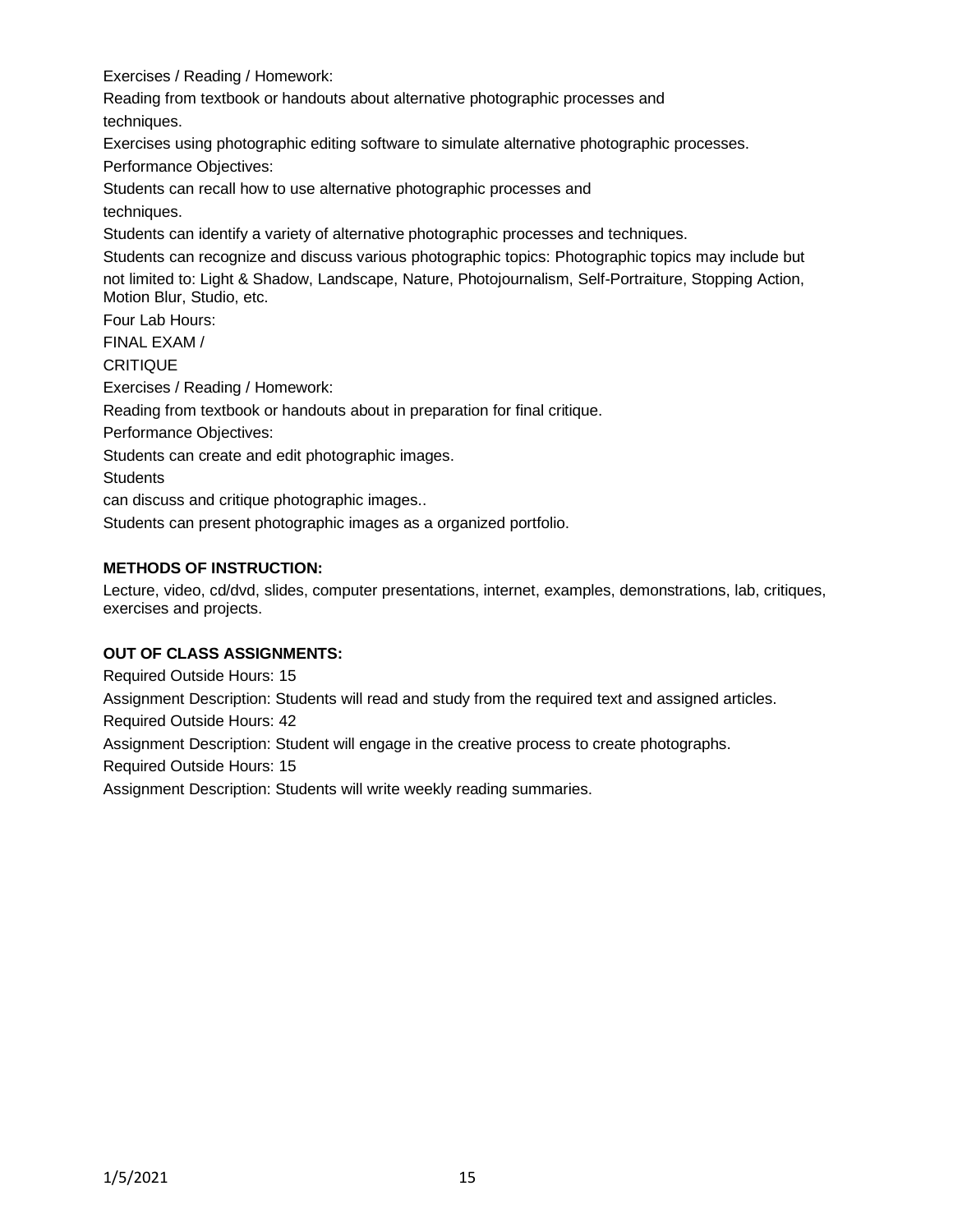Exercises / Reading / Homework:

Reading from textbook or handouts about alternative photographic processes and techniques.

Exercises using photographic editing software to simulate alternative photographic processes.

Performance Objectives:

Students can recall how to use alternative photographic processes and techniques.

Students can identify a variety of alternative photographic processes and techniques.

Students can recognize and discuss various photographic topics: Photographic topics may include but not limited to: Light & Shadow, Landscape, Nature, Photojournalism, Self-Portraiture, Stopping Action, Motion Blur, Studio, etc.

Four Lab Hours:

FINAL EXAM /

CRITIQUE

Exercises / Reading / Homework:

Reading from textbook or handouts about in preparation for final critique.

Performance Objectives:

Students can create and edit photographic images.

Students

can discuss and critique photographic images..

Students can present photographic images as a organized portfolio.

**METHODS OF INSTRUCTION:**

Lecture, video, cd/dvd, slides, computer presentations, internet, examples, demonstrations, lab, critiques, exercises and projects.

**OUT OF CLASS ASSIGNMENTS:**

Required Outside Hours: 15

Assignment Description: Students will read and study from the required text and assigned articles.

Required Outside Hours: 42

Assignment Description: Student will engage in the creative process to create photographs.

Required Outside Hours: 15

Assignment Description: Students will write weekly reading summaries.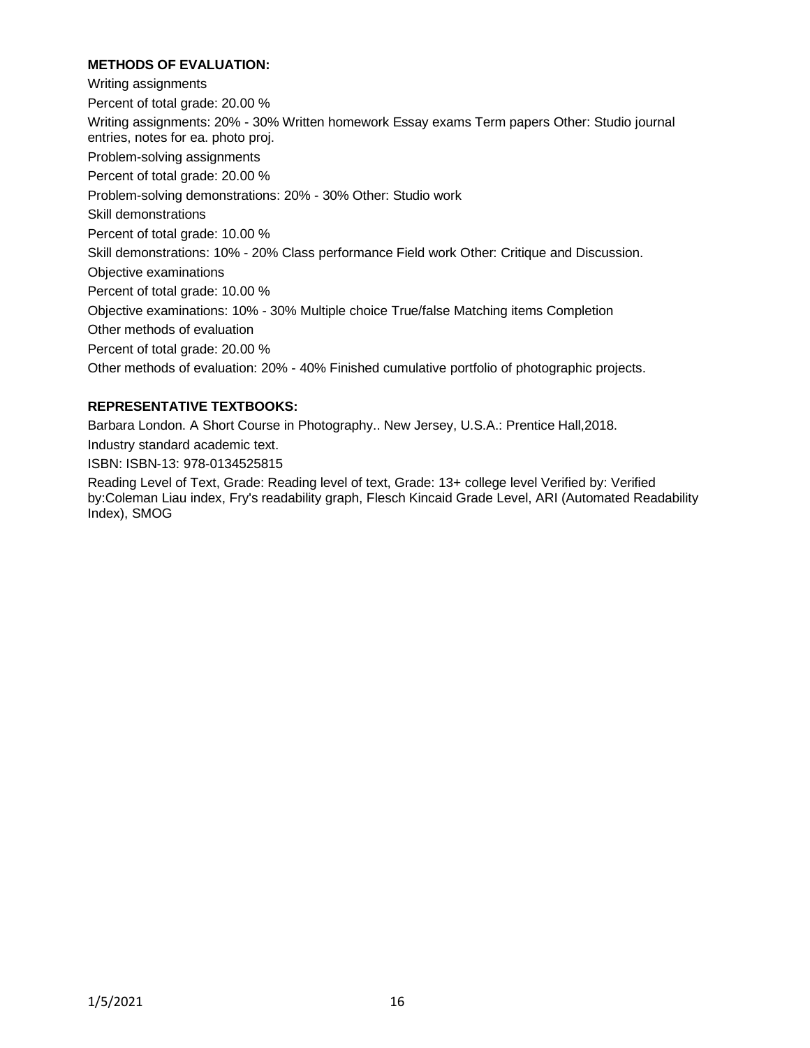**METHODS OF EVALUATION:**

Writing assignments

Percent of total grade: 20.00 %

Writing assignments: 20% - 30% Written homework Essay exams Term papers Other: Studio journal entries, notes for ea. photo proj.

Problem-solving assignments

Percent of total grade: 20.00 %

Problem-solving demonstrations: 20% - 30% Other: Studio work

Skill demonstrations

Percent of total grade: 10.00 %

Skill demonstrations: 10% - 20% Class performance Field work Other: Critique and Discussion.

Objective examinations

Percent of total grade: 10.00 %

Objective examinations: 10% - 30% Multiple choice True/false Matching items Completion

Other methods of evaluation

Percent of total grade: 20.00 %

Other methods of evaluation: 20% - 40% Finished cumulative portfolio of photographic projects.

**REPRESENTATIVE TEXTBOOKS:**

Barbara London. A Short Course in Photography.. New Jersey, U.S.A.: Prentice Hall,2018.

Industry standard academic text.

ISBN: ISBN-13: 978-0134525815

Reading Level of Text, Grade: Reading level of text, Grade: 13+ college level Verified by: Verified by:Coleman Liau index, Fry's readability graph, Flesch Kincaid Grade Level, ARI (Automated Readability Index), SMOG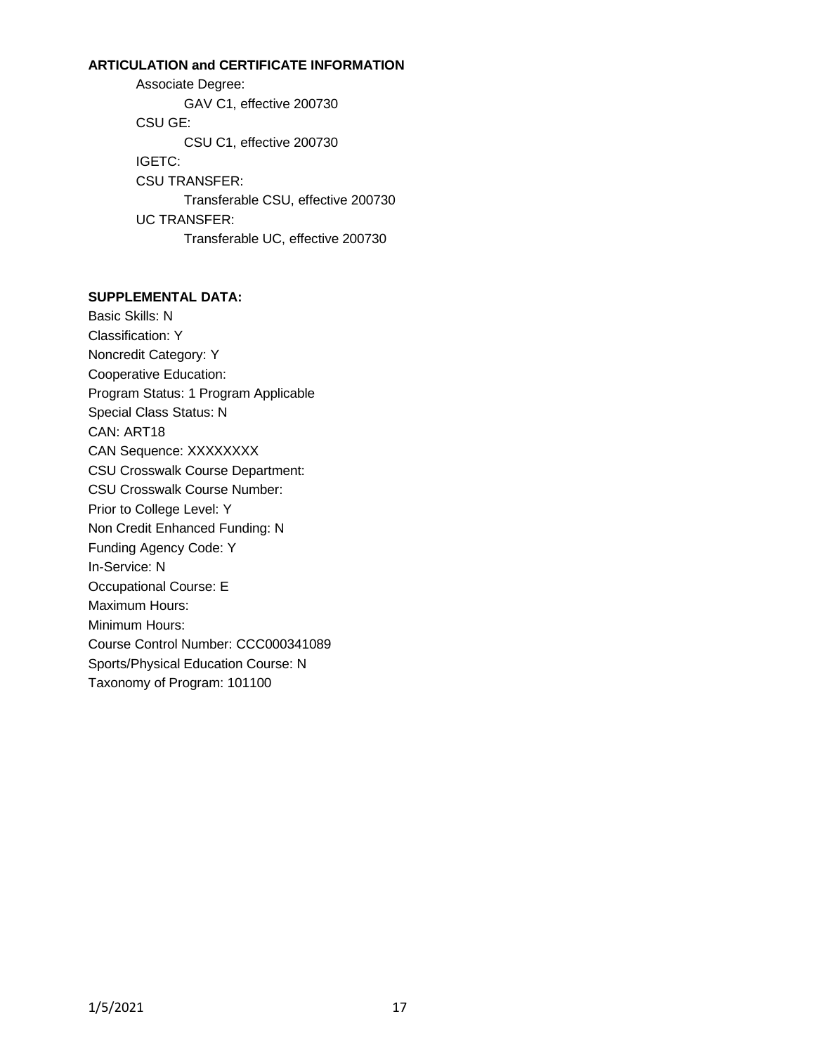**ARTICULATION and CERTIFICATE INFORMATION**

Associate Degree:

GAV C1, effective 200730

CSU GE:

CSU C1, effective 200730

IGETC:

CSU TRANSFER:

Transferable CSU, effective 200730

UC TRANSFER:

Transferable UC, effective 200730

**SUPPLEMENTAL DATA:**

Basic Skills: N
Classification: Y
Noncredit Category: Y
Cooperative Education:
Program Status: 1 Program Applicable
Special Class Status: N
CAN: ART18
CAN Sequence: XXXXXXXX
CSU Crosswalk Course Department:
CSU Crosswalk Course Number:
Prior to College Level: Y
Non Credit Enhanced Funding: N
Funding Agency Code: Y
In-Service: N
Occupational Course: E
Maximum Hours:
Minimum Hours:
Course Control Number: CCC000341089
Sports/Physical Education Course: N
Taxonomy of Program: 101100